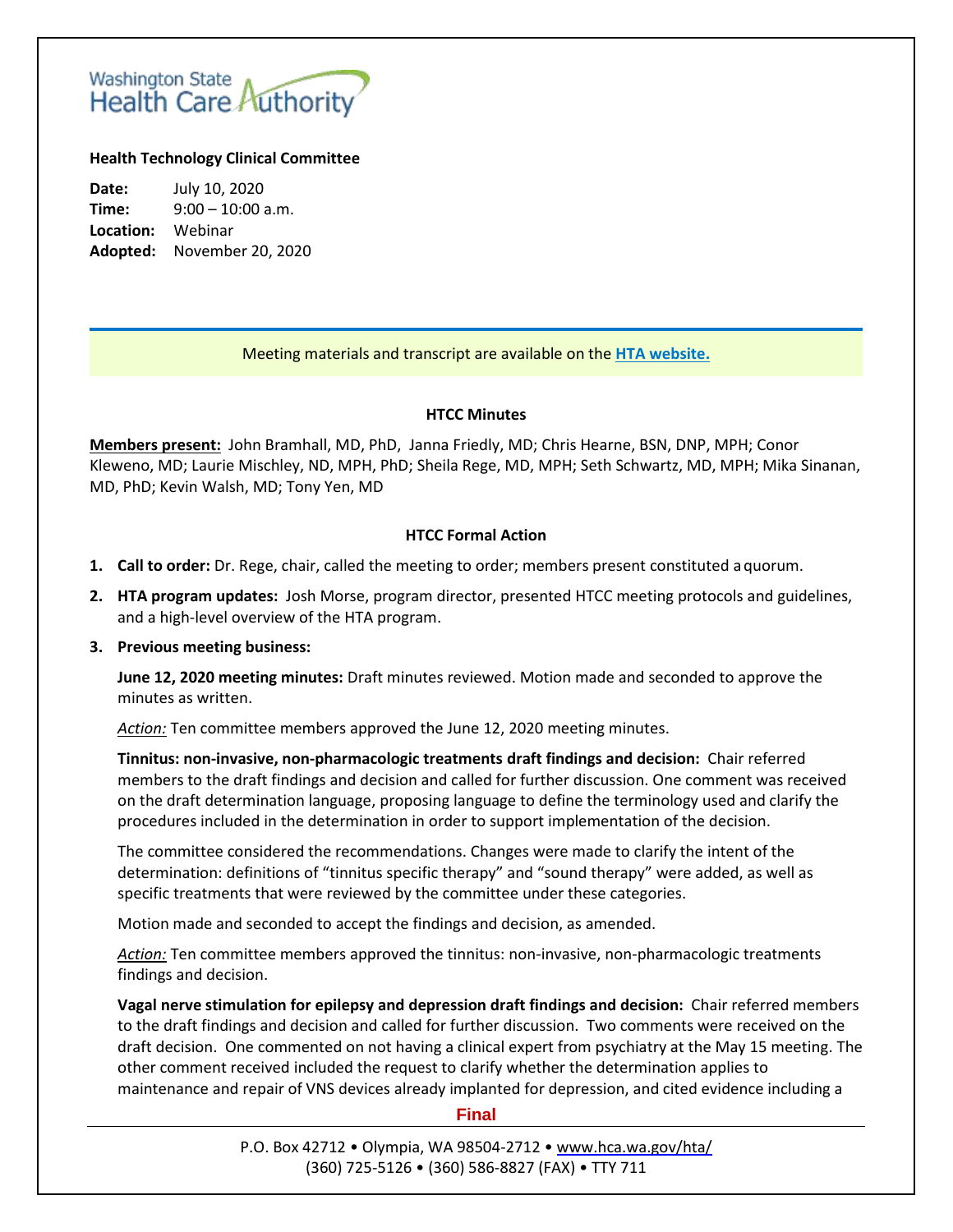Washington State Health Care Authority

**Health Technology Clinical Committee**

**Date:** July 10, 2020
**Time:** 9:00 – 10:00 a.m.
**Location:** Webinar
**Adopted:** November 20, 2020

Meeting materials and transcript are available on the **HTA website.**

## HTCC Minutes

**Members present:** John Bramhall, MD, PhD, Janna Friedly, MD; Chris Hearne, BSN, DNP, MPH; Conor Kleweno, MD; Laurie Mischley, ND, MPH, PhD; Sheila Rege, MD, MPH; Seth Schwartz, MD, MPH; Mika Sinanan, MD, PhD; Kevin Walsh, MD; Tony Yen, MD

## HTCC Formal Action

1. **Call to order:** Dr. Rege, chair, called the meeting to order; members present constituted a quorum.
2. **HTA program updates:** Josh Morse, program director, presented HTCC meeting protocols and guidelines, and a high-level overview of the HTA program.
3. **Previous meeting business:**

   **June 12, 2020 meeting minutes:** Draft minutes reviewed. Motion made and seconded to approve the minutes as written.

   *Action:* Ten committee members approved the June 12, 2020 meeting minutes.

   **Tinnitus: non-invasive, non-pharmacologic treatments draft findings and decision:** Chair referred members to the draft findings and decision and called for further discussion. One comment was received on the draft determination language, proposing language to define the terminology used and clarify the procedures included in the determination in order to support implementation of the decision.

   The committee considered the recommendations. Changes were made to clarify the intent of the determination: definitions of "tinnitus specific therapy" and "sound therapy" were added, as well as specific treatments that were reviewed by the committee under these categories.

   Motion made and seconded to accept the findings and decision, as amended.

   *Action:* Ten committee members approved the tinnitus: non-invasive, non-pharmacologic treatments findings and decision.

   **Vagal nerve stimulation for epilepsy and depression draft findings and decision:** Chair referred members to the draft findings and decision and called for further discussion. Two comments were received on the draft decision. One commented on not having a clinical expert from psychiatry at the May 15 meeting. The other comment received included the request to clarify whether the determination applies to maintenance and repair of VNS devices already implanted for depression, and cited evidence including a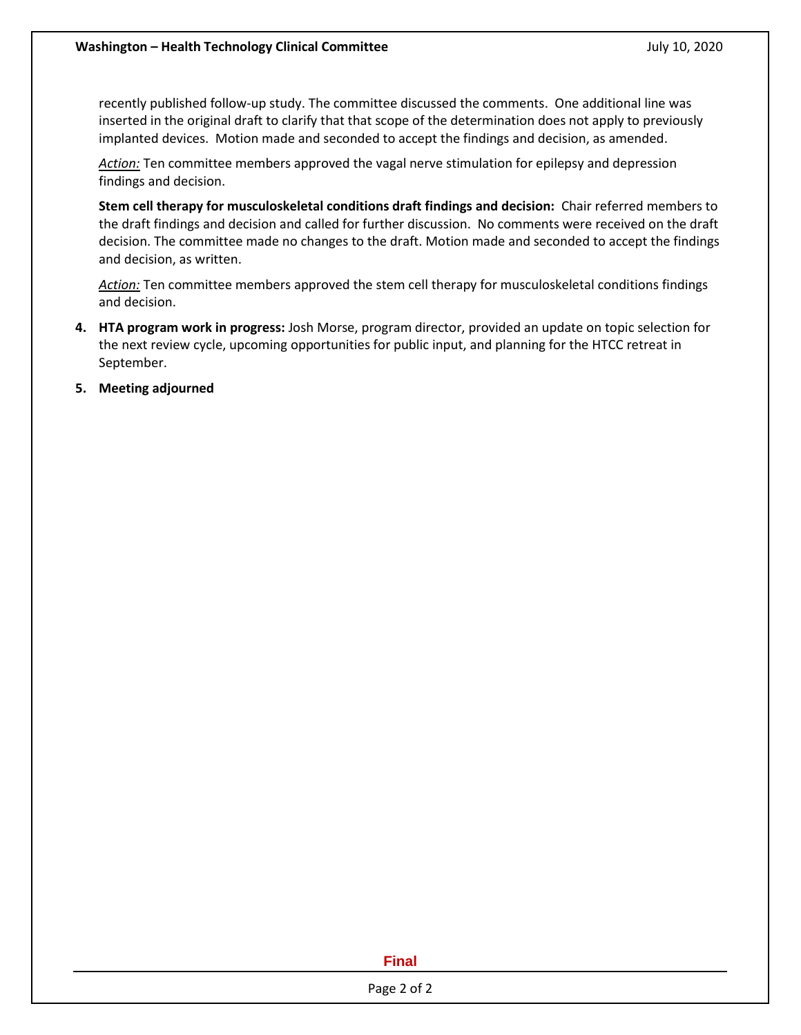recently published follow-up study. The committee discussed the comments. One additional line was inserted in the original draft to clarify that that scope of the determination does not apply to previously implanted devices. Motion made and seconded to accept the findings and decision, as amended.

*Action:* Ten committee members approved the vagal nerve stimulation for epilepsy and depression findings and decision.

**Stem cell therapy for musculoskeletal conditions draft findings and decision:** Chair referred members to the draft findings and decision and called for further discussion. No comments were received on the draft decision. The committee made no changes to the draft. Motion made and seconded to accept the findings and decision, as written.

*Action:* Ten committee members approved the stem cell therapy for musculoskeletal conditions findings and decision.

4. **HTA program work in progress:** Josh Morse, program director, provided an update on topic selection for the next review cycle, upcoming opportunities for public input, and planning for the HTCC retreat in September.

5. **Meeting adjourned**

Final